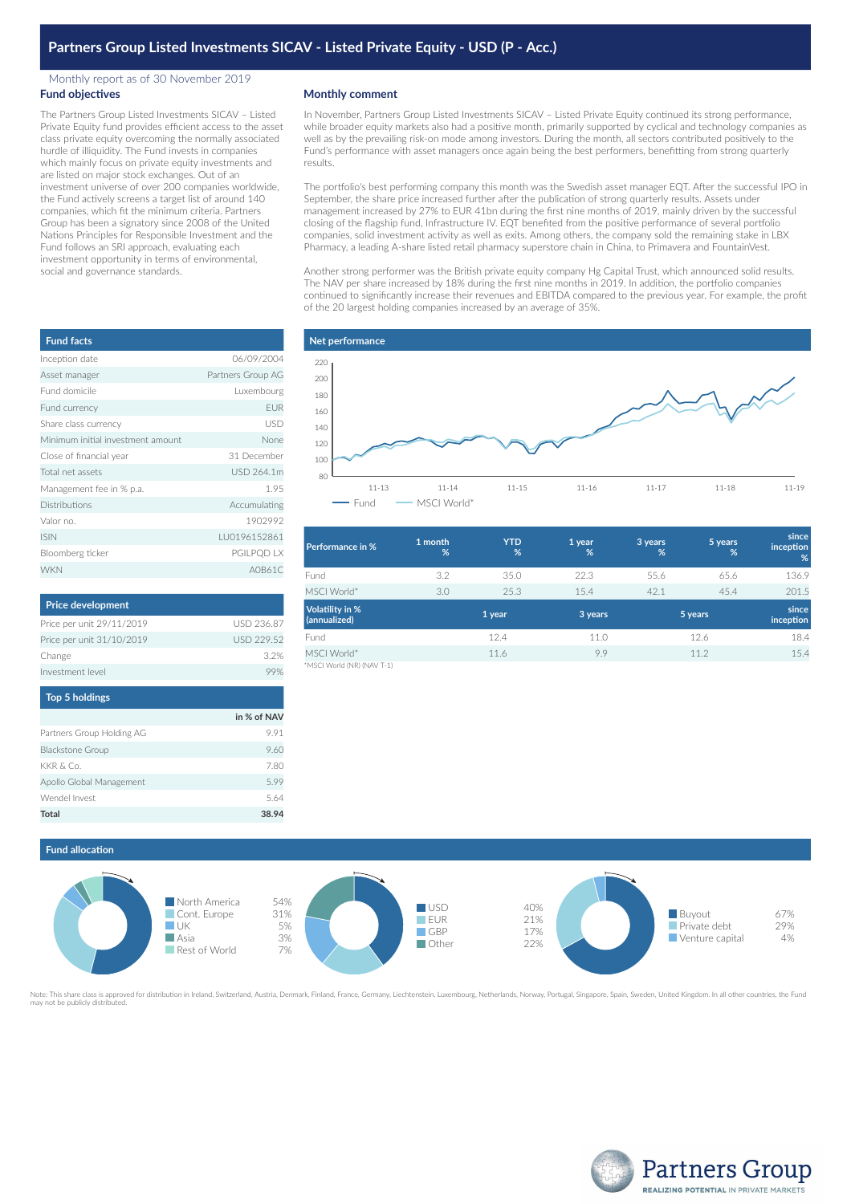# Partners Group Listed Investments SICAV - Listed Private Equity - USD (P - Acc.)

Monthly report as of 30 November 2019

## Fund objectives

The Partners Group Listed Investments SICAV – Listed Private Equity fund provides efficient access to the asset class private equity overcoming the normally associated hurdle of illiquidity. The Fund invests in companies which mainly focus on private equity investments and are listed on major stock exchanges. Out of an investment universe of over 200 companies worldwide, the Fund actively screens a target list of around 140 companies, which fit the minimum criteria. Partners Group has been a signatory since 2008 of the United Nations Principles for Responsible Investment and the Fund follows an SRI approach, evaluating each investment opportunity in terms of environmental, social and governance standards.

## Monthly comment

In November, Partners Group Listed Investments SICAV – Listed Private Equity continued its strong performance, while broader equity markets also had a positive month, primarily supported by cyclical and technology companies as well as by the prevailing risk-on mode among investors. During the month, all sectors contributed positively to the Fund's performance with asset managers once again being the best performers, benefitting from strong quarterly results.

The portfolio's best performing company this month was the Swedish asset manager EQT. After the successful IPO in September, the share price increased further after the publication of strong quarterly results. Assets under management increased by 27% to EUR 41bn during the first nine months of 2019, mainly driven by the successful closing of the flagship fund, Infrastructure IV. EQT benefited from the positive performance of several portfolio companies, solid investment activity as well as exits. Among others, the company sold the remaining stake in LBX Pharmacy, a leading A-share listed retail pharmacy superstore chain in China, to Primavera and FountainVest.

Another strong performer was the British private equity company Hg Capital Trust, which announced solid results. The NAV per share increased by 18% during the first nine months in 2019. In addition, the portfolio companies continued to significantly increase their revenues and EBITDA compared to the previous year. For example, the profit of the 20 largest holding companies increased by an average of 35%.

## Fund facts

| | |
|---|---|
| Inception date | 06/09/2004 |
| Asset manager | Partners Group AG |
| Fund domicile | Luxembourg |
| Fund currency | EUR |
| Share class currency | USD |
| Minimum initial investment amount | None |
| Close of financial year | 31 December |
| Total net assets | USD 264.1m |
| Management fee in % p.a. | 1.95 |
| Distributions | Accumulating |
| Valor no. | 1902992 |
| ISIN | LU0196152861 |
| Bloomberg ticker | PGILPQD LX |
| WKN | A0B61C |

## Net performance

Fund / MSCI World*

| Performance in % | 1 month % | YTD % | 1 year % | 3 years % | 5 years % | since inception % |
|---|---|---|---|---|---|---|
| Fund | 3.2 | 35.0 | 22.3 | 55.6 | 65.6 | 136.9 |
| MSCI World* | 3.0 | 25.3 | 15.4 | 42.1 | 45.4 | 201.5 |

| Volatility in % (annualized) | 1 year | 3 years | 5 years | since inception |
|---|---|---|---|---|
| Fund | 12.4 | 11.0 | 12.6 | 18.4 |
| MSCI World* | 11.6 | 9.9 | 11.2 | 15.4 |

*MSCI World (NR) (NAV T-1)

## Price development

| | |
|---|---|
| Price per unit 29/11/2019 | USD 236.87 |
| Price per unit 31/10/2019 | USD 229.52 |
| Change | 3.2% |
| Investment level | 99% |

## Top 5 holdings

| | in % of NAV |
|---|---|
| Partners Group Holding AG | 9.91 |
| Blackstone Group | 9.60 |
| KKR & Co. | 7.80 |
| Apollo Global Management | 5.99 |
| Wendel Invest | 5.64 |
| **Total** | **38.94** |

## Fund allocation

| Region | % |
|---|---|
| North America | 54% |
| Cont. Europe | 31% |
| UK | 5% |
| Asia | 3% |
| Rest of World | 7% |

| Currency | % |
|---|---|
| USD | 40% |
| EUR | 21% |
| GBP | 17% |
| Other | 22% |

| Investment type | % |
|---|---|
| Buyout | 67% |
| Private debt | 29% |
| Venture capital | 4% |

Note: This share class is approved for distribution in Ireland, Switzerland, Austria, Denmark, Finland, France, Germany, Liechtenstein, Luxembourg, Netherlands, Norway, Portugal, Singapore, Spain, Sweden, United Kingdom. In all other countries, the Fund may not be publicly distributed.

Partners Group
REALIZING POTENTIAL IN PRIVATE MARKETS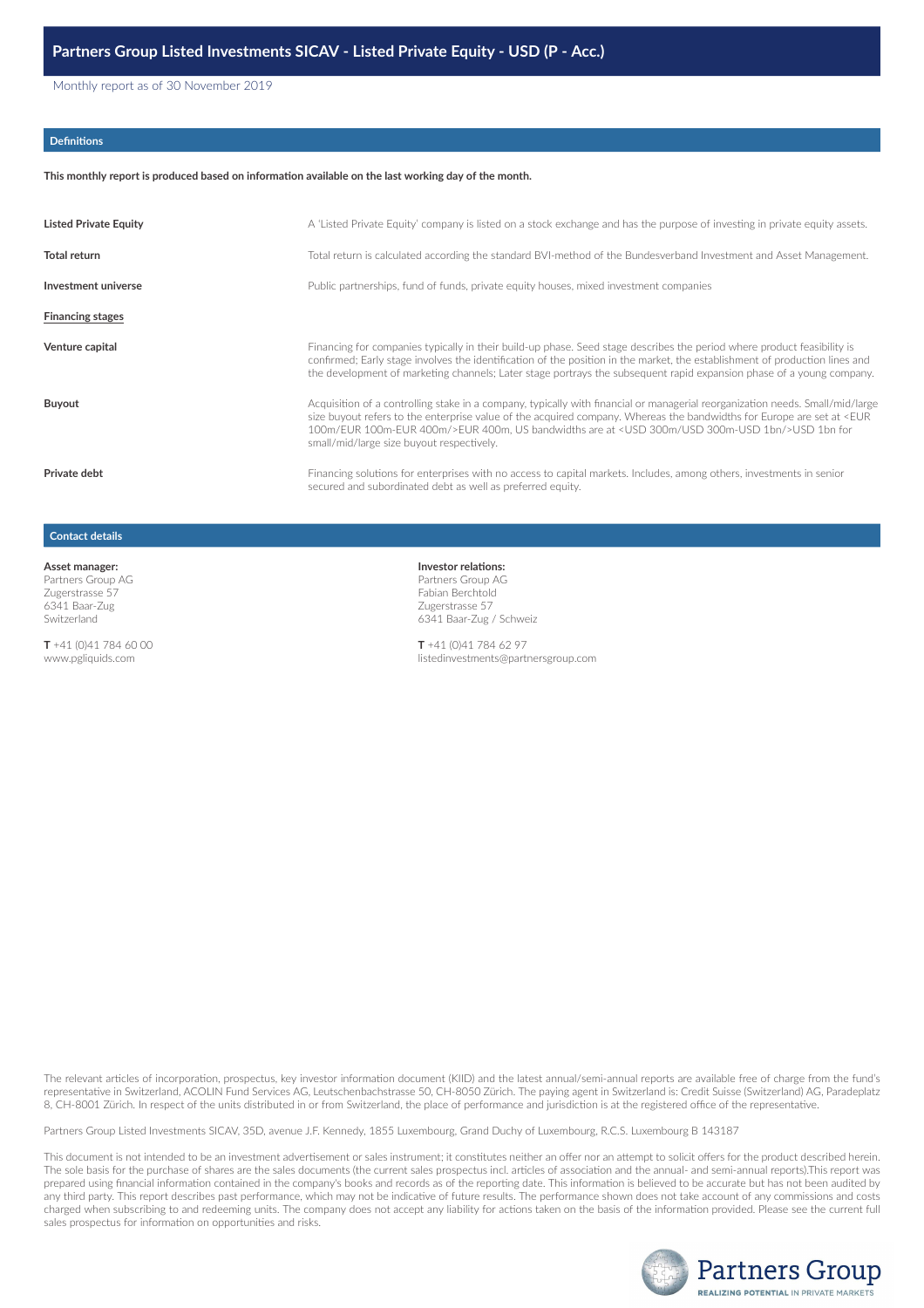# Partners Group Listed Investments SICAV - Listed Private Equity - USD (P - Acc.)

Monthly report as of 30 November 2019

## Definitions

**This monthly report is produced based on information available on the last working day of the month.**

| | |
|---|---|
| **Listed Private Equity** | A 'Listed Private Equity' company is listed on a stock exchange and has the purpose of investing in private equity assets. |
| **Total return** | Total return is calculated according the standard BVI-method of the Bundesverband Investment and Asset Management. |
| **Investment universe** | Public partnerships, fund of funds, private equity houses, mixed investment companies |
| **Financing stages** | |
| **Venture capital** | Financing for companies typically in their build-up phase. Seed stage describes the period where product feasibility is confirmed; Early stage involves the identification of the position in the market, the establishment of production lines and the development of marketing channels; Later stage portrays the subsequent rapid expansion phase of a young company. |
| **Buyout** | Acquisition of a controlling stake in a company, typically with financial or managerial reorganization needs. Small/mid/large size buyout refers to the enterprise value of the acquired company. Whereas the bandwidths for Europe are set at <EUR 100m/EUR 100m-EUR 400m/>EUR 400m, US bandwidths are at <USD 300m/USD 300m-USD 1bn/>USD 1bn for small/mid/large size buyout respectively. |
| **Private debt** | Financing solutions for enterprises with no access to capital markets. Includes, among others, investments in senior secured and subordinated debt as well as preferred equity. |

## Contact details

**Asset manager:**
Partners Group AG
Zugerstrasse 57
6341 Baar-Zug
Switzerland

**T** +41 (0)41 784 60 00
www.pgliquids.com

**Investor relations:**
Partners Group AG
Fabian Berchtold
Zugerstrasse 57
6341 Baar-Zug / Schweiz

**T** +41 (0)41 784 62 97
listedinvestments@partnersgroup.com

The relevant articles of incorporation, prospectus, key investor information document (KIID) and the latest annual/semi-annual reports are available free of charge from the fund's representative in Switzerland, ACOLIN Fund Services AG, Leutschenbachstrasse 50, CH-8050 Zürich. The paying agent in Switzerland is: Credit Suisse (Switzerland) AG, Paradeplatz 8, CH-8001 Zürich. In respect of the units distributed in or from Switzerland, the place of performance and jurisdiction is at the registered office of the representative.

Partners Group Listed Investments SICAV, 35D, avenue J.F. Kennedy, 1855 Luxembourg, Grand Duchy of Luxembourg, R.C.S. Luxembourg B 143187

This document is not intended to be an investment advertisement or sales instrument; it constitutes neither an offer nor an attempt to solicit offers for the product described herein. The sole basis for the purchase of shares are the sales documents (the current sales prospectus incl. articles of association and the annual- and semi-annual reports).This report was prepared using financial information contained in the company's books and records as of the reporting date. This information is believed to be accurate but has not been audited by any third party. This report describes past performance, which may not be indicative of future results. The performance shown does not take account of any commissions and costs charged when subscribing to and redeeming units. The company does not accept any liability for actions taken on the basis of the information provided. Please see the current full sales prospectus for information on opportunities and risks.

Partners Group
REALIZING POTENTIAL IN PRIVATE MARKETS